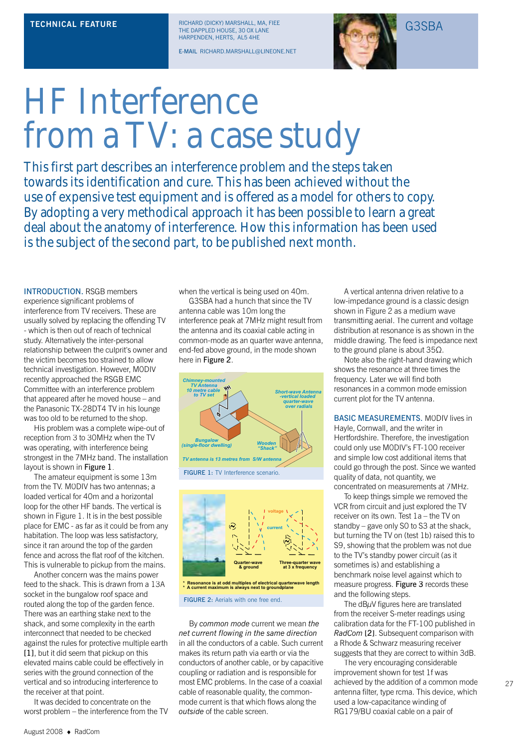TECHNICAL FEATURE

RICHARD (DICKY) MARSHALL, MA, FIEE
THE DAPPLED HOUSE, 30 OX LANE
HARPENDEN, HERTS, AL5 4HE

E-MAIL RICHARD.MARSHALL@LINEONE.NET

G3SBA

# HF Interference from a TV: a case study

This first part describes an interference problem and the steps taken towards its identification and cure. This has been achieved without the use of expensive test equipment and is offered as a model for others to copy. By adopting a very methodical approach it has been possible to learn a great deal about the anatomy of interference. How this information has been used is the subject of the second part, to be published next month.

**INTRODUCTION.** RSGB members experience significant problems of interference from TV receivers. These are usually solved by replacing the offending TV - which is then out of reach of technical study. Alternatively the inter-personal relationship between the culprit's owner and the victim becomes too strained to allow technical investigation. However, M0DIV recently approached the RSGB EMC Committee with an interference problem that appeared after he moved house – and the Panasonic TX-28DT4 TV in his lounge was too old to be returned to the shop.

His problem was a complete wipe-out of reception from 3 to 30MHz when the TV was operating, with interference being strongest in the 7MHz band. The installation layout is shown in Figure 1.

The amateur equipment is some 13m from the TV. M0DIV has two antennas; a loaded vertical for 40m and a horizontal loop for the other HF bands. The vertical is shown in Figure 1. It is in the best possible place for EMC - as far as it could be from any habitation. The loop was less satisfactory, since it ran around the top of the garden fence and across the flat roof of the kitchen. This is vulnerable to pickup from the mains.

Another concern was the mains power feed to the shack. This is drawn from a 13A socket in the bungalow roof space and routed along the top of the garden fence. There was an earthing stake next to the shack, and some complexity in the earth interconnect that needed to be checked against the rules for protective multiple earth [1], but it did seem that pickup on this elevated mains cable could be effectively in series with the ground connection of the vertical and so introducing interference to the receiver at that point.

It was decided to concentrate on the worst problem – the interference from the TV when the vertical is being used on 40m.

G3SBA had a hunch that since the TV antenna cable was 10m long the interference peak at 7MHz might result from the antenna and its coaxial cable acting in common-mode as an quarter wave antenna, end-fed above ground, in the mode shown here in Figure 2.

Chimney-mounted TV Antenna 10 metre cable to TV set
Short-wave Antenna -vertical loaded quarter-wave over radials
Bungalow (single-floor dwelling)
Wooden "Shack"
TV antenna is 13 metres from S/W antenna

FIGURE 1: TV Interference scenario.

voltage
current
Quarter-wave & ground
Three-quarter wave at 3 x frequency
* Resonance is at odd multiples of electrical quarterwave length
* A current maximum is always next to groundplane

FIGURE 2: Aerials with one free end.

By *common mode* current we mean *the net current flowing in the same direction* in all the conductors of a cable. Such current makes its return path via earth or via the conductors of another cable, or by capacitive coupling or radiation and is responsible for most EMC problems. In the case of a coaxial cable of reasonable quality, the common-mode current is that which flows along the *outside* of the cable screen.

A vertical antenna driven relative to a low-impedance ground is a classic design shown in Figure 2 as a medium wave transmitting aerial. The current and voltage distribution at resonance is as shown in the middle drawing. The feed is impedance next to the ground plane is about 35Ω.

Note also the right-hand drawing which shows the resonance at three times the frequency. Later we will find both resonances in a common mode emission current plot for the TV antenna.

**BASIC MEASUREMENTS.** M0DIV lives in Hayle, Cornwall, and the writer in Hertfordshire. Therefore, the investigation could only use M0DIV's FT-100 receiver and simple low cost additional items that could go through the post. Since we wanted quality of data, not quantity, we concentrated on measurements at 7MHz.

To keep things simple we removed the VCR from circuit and just explored the TV receiver on its own. Test 1a – the TV on standby – gave only S0 to S3 at the shack, but turning the TV on (test 1b) raised this to S9, showing that the problem was not due to the TV's standby power circuit (as it sometimes is) and establishing a benchmark noise level against which to measure progress. Figure 3 records these and the following steps.

The dBμV figures here are translated from the receiver S-meter readings using calibration data for the FT-100 published in *RadCom* [2]. Subsequent comparison with a Rhode & Schwarz measuring receiver suggests that they are correct to within 3dB.

The very encouraging considerable improvement shown for test 1f was achieved by the addition of a common mode antenna filter, type rcma. This device, which used a low-capacitance winding of RG179/BU coaxial cable on a pair of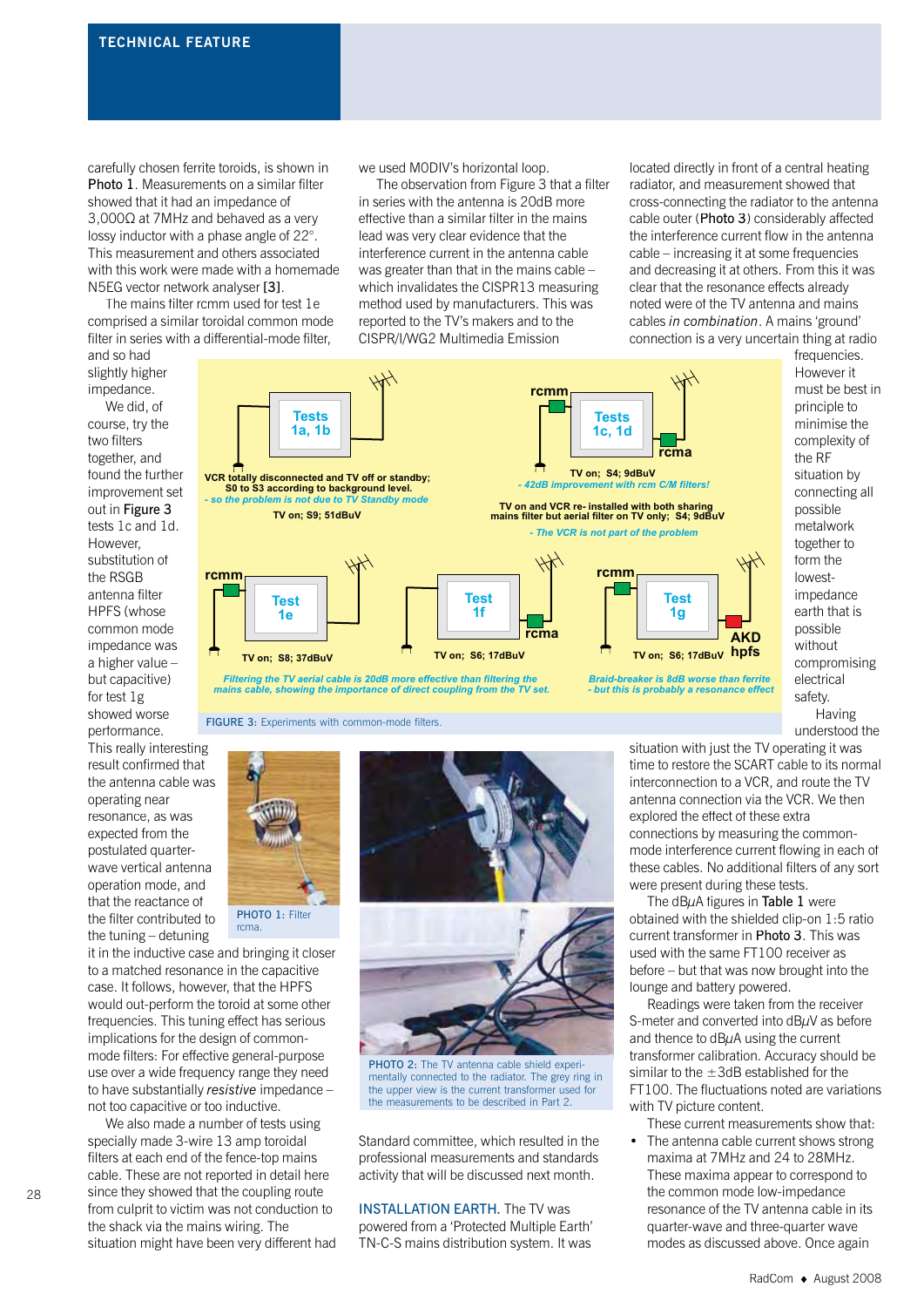carefully chosen ferrite toroids, is shown in Photo 1. Measurements on a similar filter showed that it had an impedance of 3,000Ω at 7MHz and behaved as a very lossy inductor with a phase angle of 22°. This measurement and others associated with this work were made with a homemade N5EG vector network analyser [3].

The mains filter rcmm used for test 1e comprised a similar toroidal common mode filter in series with a differential-mode filter, and so had slightly higher impedance.

We did, of course, try the two filters together, and found the further improvement set out in Figure 3 tests 1c and 1d. However, substitution of the RSGB antenna filter HPFS (whose common mode impedance was a higher value – but capacitive) for test 1g showed worse performance. This really interesting result confirmed that the antenna cable was operating near resonance, as was expected from the postulated quarter-wave vertical antenna operation mode, and that the reactance of the filter contributed to the tuning – detuning it in the inductive case and bringing it closer to a matched resonance in the capacitive case. It follows, however, that the HPFS would out-perform the toroid at some other frequencies. This tuning effect has serious implications for the design of common-mode filters: For effective general-purpose use over a wide frequency range they need to have substantially *resistive* impedance – not too capacitive or too inductive.

We also made a number of tests using specially made 3-wire 13 amp toroidal filters at each end of the fence-top mains cable. These are not reported in detail here since they showed that the coupling route from culprit to victim was not conduction to the shack via the mains wiring. The situation might have been very different had we used MODIV's horizontal loop.

The observation from Figure 3 that a filter in series with the antenna is 20dB more effective than a similar filter in the mains lead was very clear evidence that the interference current in the antenna cable was greater than that in the mains cable – which invalidates the CISPR13 measuring method used by manufacturers. This was reported to the TV's makers and to the CISPR/I/WG2 Multimedia Emission Standard committee, which resulted in the professional measurements and standards activity that will be discussed next month.

FIGURE 3: Experiments with common-mode filters.

PHOTO 1: Filter rcma.

PHOTO 2: The TV antenna cable shield experimentally connected to the radiator. The grey ring in the upper view is the current transformer used for the measurements to be described in Part 2.

**INSTALLATION EARTH.** The TV was powered from a 'Protected Multiple Earth' TN-C-S mains distribution system. It was located directly in front of a central heating radiator, and measurement showed that cross-connecting the radiator to the antenna cable outer (Photo 3) considerably affected the interference current flow in the antenna cable – increasing it at some frequencies and decreasing it at others. From this it was clear that the resonance effects already noted were of the TV antenna and mains cables *in combination*. A mains 'ground' connection is a very uncertain thing at radio frequencies. However it must be best in principle to minimise the complexity of the RF situation by connecting all possible metalwork together to form the lowest-impedance earth that is possible without compromising electrical safety.

Having understood the situation with just the TV operating it was time to restore the SCART cable to its normal interconnection to a VCR, and route the TV antenna connection via the VCR. We then explored the effect of these extra connections by measuring the common-mode interference current flowing in each of these cables. No additional filters of any sort were present during these tests.

The dBμA figures in Table 1 were obtained with the shielded clip-on 1:5 ratio current transformer in Photo 3. This was used with the same FT100 receiver as before – but that was now brought into the lounge and battery powered.

Readings were taken from the receiver S-meter and converted into dBμV as before and thence to dBμA using the current transformer calibration. Accuracy should be similar to the ±3dB established for the FT100. The fluctuations noted are variations with TV picture content.

These current measurements show that:

- The antenna cable current shows strong maxima at 7MHz and 24 to 28MHz. These maxima appear to correspond to the common mode low-impedance resonance of the TV antenna cable in its quarter-wave and three-quarter wave modes as discussed above. Once again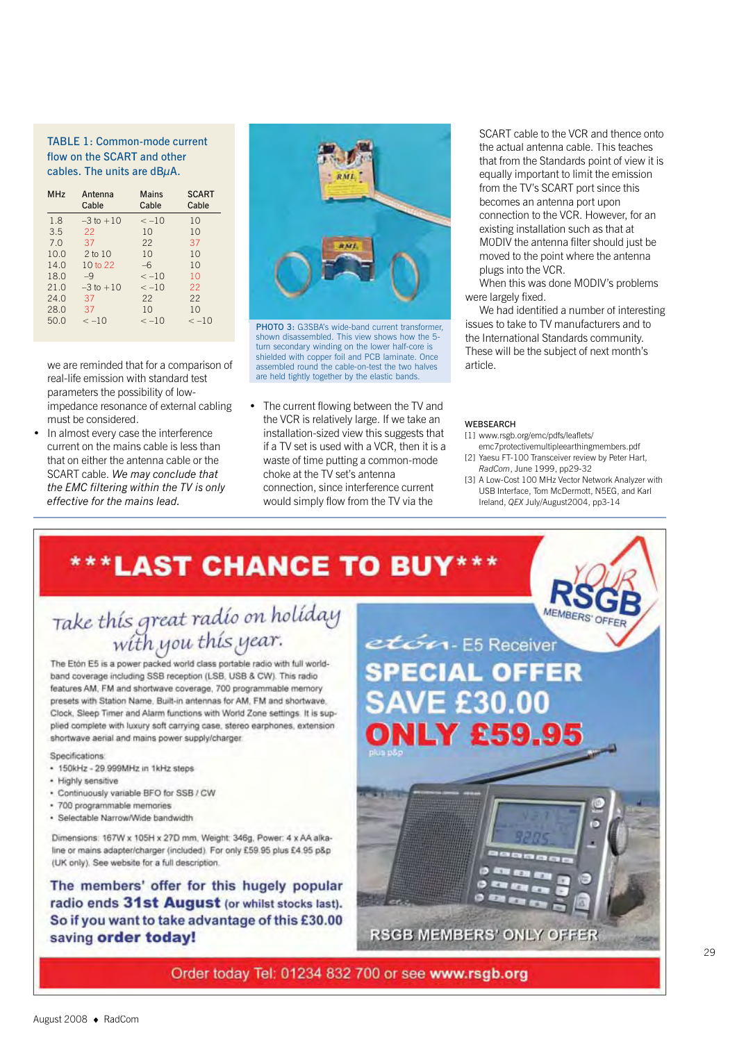**TABLE 1: Common-mode current flow on the SCART and other cables. The units are dBμA.**

| MHz | Antenna Cable | Mains Cable | SCART Cable |
|---|---|---|---|
| 1.8 | −3 to +10 | < −10 | 10 |
| 3.5 | 22 | 10 | 10 |
| 7.0 | 37 | 22 | 37 |
| 10.0 | 2 to 10 | 10 | 10 |
| 14.0 | 10 to 22 | −6 | 10 |
| 18.0 | −9 | < −10 | 10 |
| 21.0 | −3 to +10 | < −10 | 22 |
| 24.0 | 37 | 22 | 22 |
| 28.0 | 37 | 10 | 10 |
| 50.0 | < −10 | < −10 | < −10 |

we are reminded that for a comparison of real-life emission with standard test parameters the possibility of low-impedance resonance of external cabling must be considered.

- In almost every case the interference current on the mains cable is less than that on either the antenna cable or the SCART cable. *We may conclude that the EMC filtering within the TV is only effective for the mains lead.*

PHOTO 3: G3SBA's wide-band current transformer, shown disassembled. This view shows how the 5-turn secondary winding on the lower half-core is shielded with copper foil and PCB laminate. Once assembled round the cable-on-test the two halves are held tightly together by the elastic bands.

- The current flowing between the TV and the VCR is relatively large. If we take an installation-sized view this suggests that if a TV set is used with a VCR, then it is a waste of time putting a common-mode choke at the TV set's antenna connection, since interference current would simply flow from the TV via the SCART cable to the VCR and thence onto the actual antenna cable. This teaches that from the Standards point of view it is equally important to limit the emission from the TV's SCART port since this becomes an antenna port upon connection to the VCR. However, for an existing installation such as that at MODIV the antenna filter should just be moved to the point where the antenna plugs into the VCR.

When this was done MODIV's problems were largely fixed.

We had identified a number of interesting issues to take to TV manufacturers and to the International Standards community. These will be the subject of next month's article.

### WEBSEARCH

[1] www.rsgb.org/emc/pdfs/leaflets/emc7protectivemultipleearthingmembers.pdf

[2] Yaesu FT-100 Transceiver review by Peter Hart, *RadCom*, June 1999, pp29-32

[3] A Low-Cost 100 MHz Vector Network Analyzer with USB Interface, Tom McDermott, N5EG, and Karl Ireland, *QEX* July/August2004, pp3-14

---

## ***LAST CHANCE TO BUY***

YOUR RSGB MEMBERS' OFFER

*Take this great radio on holiday with you this year.*

The Etón E5 is a power packed world class portable radio with full world-band coverage including SSB reception (LSB, USB & CW). This radio features AM, FM and shortwave coverage, 700 programmable memory presets with Station Name. Built-in antennas for AM, FM and shortwave, Clock, Sleep Timer and Alarm functions with World Zone settings. It is supplied complete with luxury soft carrying case, stereo earphones, extension shortwave aerial and mains power supply/charger.

Specifications:

- 150kHz - 29.999MHz in 1kHz steps
- Highly sensitive
- Continuously variable BFO for SSB / CW
- 700 programmable memories
- Selectable Narrow/Wide bandwidth

Dimensions: 167W x 105H x 27D mm, Weight: 346g, Power: 4 x AA alkaline or mains adapter/charger (included). For only £59.95 plus £4.95 p&p (UK only). See website for a full description.

**The members' offer for this hugely popular radio ends 31st August (or whilst stocks last). So if you want to take advantage of this £30.00 saving order today!**

etón - E5 Receiver

**SPECIAL OFFER**
**SAVE £30.00**
**ONLY £59.95**
plus p&p

RSGB MEMBERS' ONLY OFFER

Order today Tel: 01234 832 700 or see **www.rsgb.org**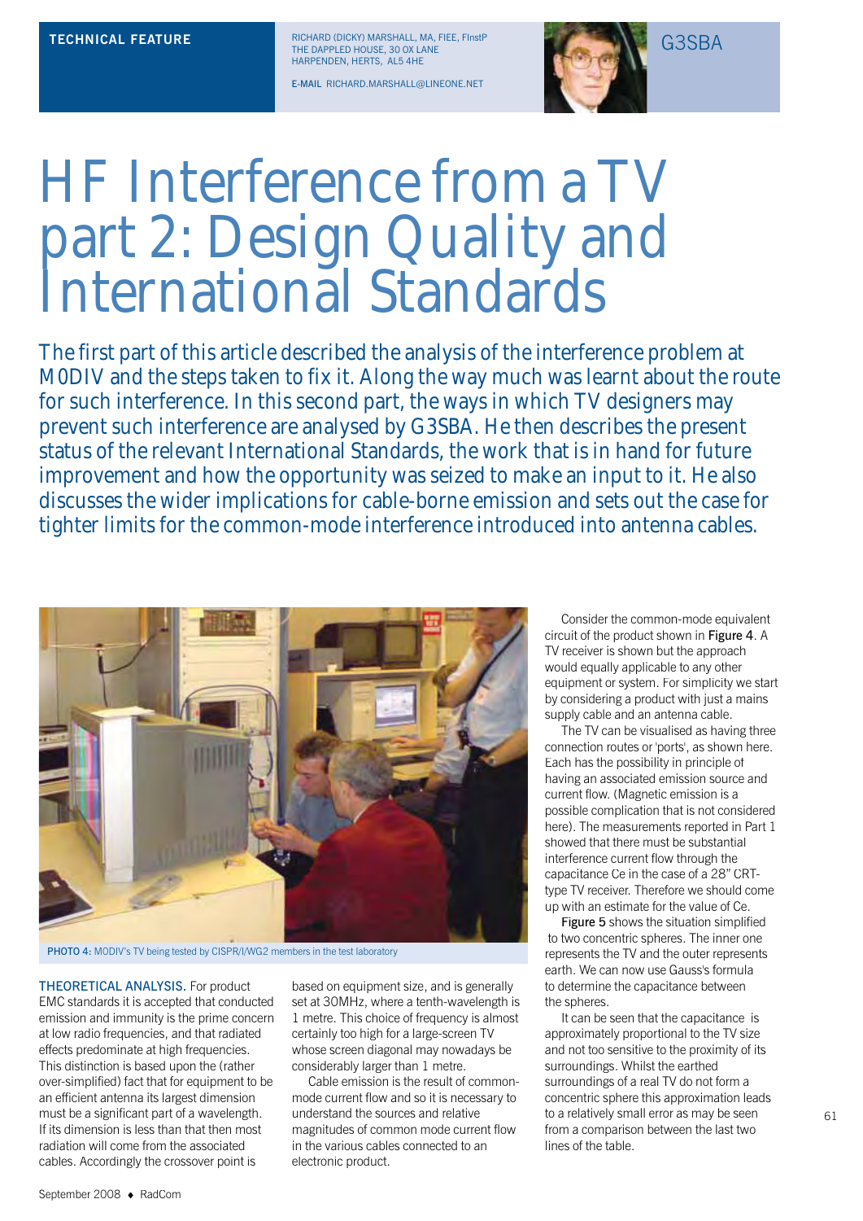TECHNICAL FEATURE

RICHARD (DICKY) MARSHALL, MA, FIEE, FInstP
THE DAPPLED HOUSE, 30 OX LANE
HARPENDEN, HERTS, AL5 4HE

E-MAIL RICHARD.MARSHALL@LINEONE.NET

G3SBA

# HF Interference from a TV part 2: Design Quality and International Standards

The first part of this article described the analysis of the interference problem at M0DIV and the steps taken to fix it. Along the way much was learnt about the route for such interference. In this second part, the ways in which TV designers may prevent such interference are analysed by G3SBA. He then describes the present status of the relevant International Standards, the work that is in hand for future improvement and how the opportunity was seized to make an input to it. He also discusses the wider implications for cable-borne emission and sets out the case for tighter limits for the common-mode interference introduced into antenna cables.

PHOTO 4: M0DIV's TV being tested by CISPR/I/WG2 members in the test laboratory

**THEORETICAL ANALYSIS.** For product EMC standards it is accepted that conducted emission and immunity is the prime concern at low radio frequencies, and that radiated effects predominate at high frequencies. This distinction is based upon the (rather over-simplified) fact that for equipment to be an efficient antenna its largest dimension must be a significant part of a wavelength. If its dimension is less than that then most radiation will come from the associated cables. Accordingly the crossover point is based on equipment size, and is generally set at 30MHz, where a tenth-wavelength is 1 metre. This choice of frequency is almost certainly too high for a large-screen TV whose screen diagonal may nowadays be considerably larger than 1 metre.

Cable emission is the result of common-mode current flow and so it is necessary to understand the sources and relative magnitudes of common mode current flow in the various cables connected to an electronic product.

Consider the common-mode equivalent circuit of the product shown in Figure 4. A TV receiver is shown but the approach would equally applicable to any other equipment or system. For simplicity we start by considering a product with just a mains supply cable and an antenna cable.

The TV can be visualised as having three connection routes or 'ports', as shown here. Each has the possibility in principle of having an associated emission source and current flow. (Magnetic emission is a possible complication that is not considered here). The measurements reported in Part 1 showed that there must be substantial interference current flow through the capacitance Ce in the case of a 28" CRT-type TV receiver. Therefore we should come up with an estimate for the value of Ce.

Figure 5 shows the situation simplified to two concentric spheres. The inner one represents the TV and the outer represents earth. We can now use Gauss's formula to determine the capacitance between the spheres.

It can be seen that the capacitance is approximately proportional to the TV size and not too sensitive to the proximity of its surroundings. Whilst the earthed surroundings of a real TV do not form a concentric sphere this approximation leads to a relatively small error as may be seen from a comparison between the last two lines of the table.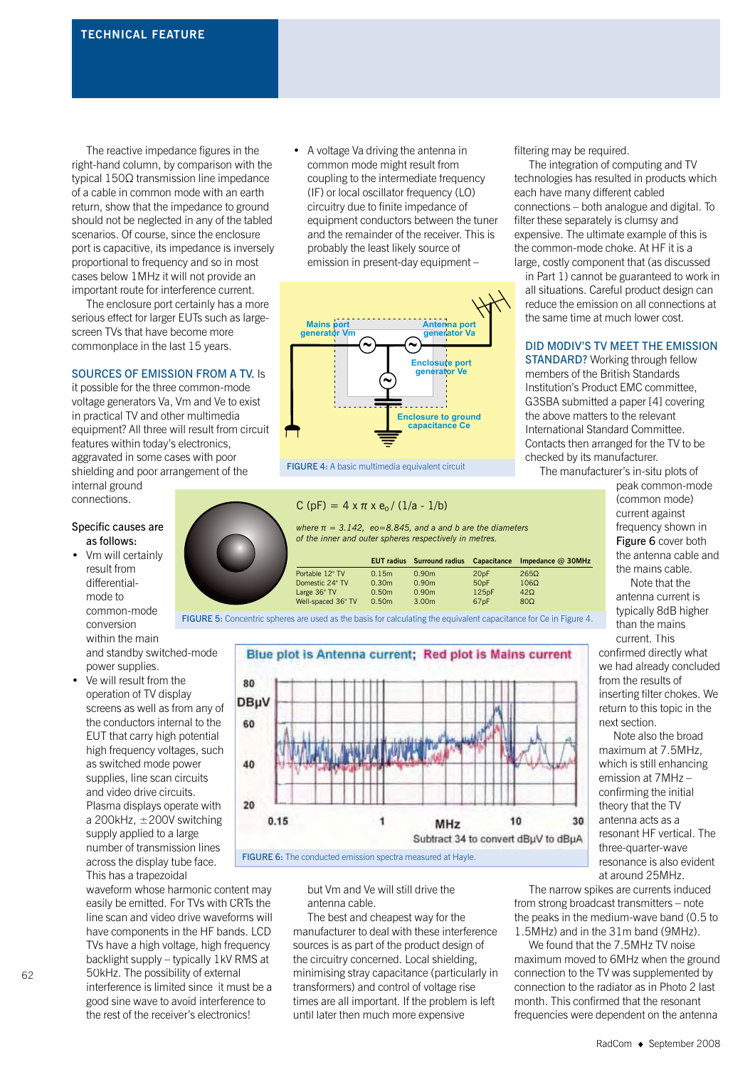The reactive impedance figures in the right-hand column, by comparison with the typical 150Ω transmission line impedance of a cable in common mode with an earth return, show that the impedance to ground should not be neglected in any of the tabled scenarios. Of course, since the enclosure port is capacitive, its impedance is inversely proportional to frequency and so in most cases below 1MHz it will not provide an important route for interference current.

The enclosure port certainly has a more serious effect for larger EUTs such as large-screen TVs that have become more commonplace in the last 15 years.

**SOURCES OF EMISSION FROM A TV.** Is it possible for the three common-mode voltage generators Va, Vm and Ve to exist in practical TV and other multimedia equipment? All three will result from circuit features within today's electronics, aggravated in some cases with poor shielding and poor arrangement of the internal ground connections.

Specific causes are as follows:

- Vm will certainly result from differential-mode to common-mode conversion within the main and standby switched-mode power supplies.
- Ve will result from the operation of TV display screens as well as from any of the conductors internal to the EUT that carry high potential high frequency voltages, such as switched mode power supplies, line scan circuits and video drive circuits. Plasma displays operate with a 200kHz, ±200V switching supply applied to a large number of transmission lines across the display tube face. This has a trapezoidal waveform whose harmonic content may easily be emitted. For TVs with CRTs the line scan and video drive waveforms will have components in the HF bands. LCD TVs have a high voltage, high frequency backlight supply – typically 1kV RMS at 50kHz. The possibility of external interference is limited since it must be a good sine wave to avoid interference to the rest of the receiver's electronics!
- A voltage Va driving the antenna in common mode might result from coupling to the intermediate frequency (IF) or local oscillator frequency (LO) circuitry due to finite impedance of equipment conductors between the tuner and the remainder of the receiver. This is probably the least likely source of emission in present-day equipment – but Vm and Ve will still drive the antenna cable.

FIGURE 4: A basic multimedia equivalent circuit

$$C\,(\text{pF}) = 4 \times \pi \times e_0 / (1/a - 1/b)$$

*where $\pi$ = 3.142, eo=8.845, and a and b are the diameters of the inner and outer spheres respectively in metres.*

| | EUT radius | Surround radius | Capacitance | Impedance @ 30MHz |
|---|---|---|---|---|
| Portable 12" TV | 0.15m | 0.90m | 20pF | 265Ω |
| Domestic 24" TV | 0.30m | 0.90m | 50pF | 106Ω |
| Large 36" TV | 0.50m | 0.90m | 125pF | 42Ω |
| Well-spaced 36" TV | 0.50m | 3.00m | 67pF | 80Ω |

FIGURE 5: Concentric spheres are used as the basis for calculating the equivalent capacitance for Ce in Figure 4.

FIGURE 6: The conducted emission spectra measured at Hayle.

The best and cheapest way for the manufacturer to deal with these interference sources is as part of the product design of the circuitry concerned. Local shielding, minimising stray capacitance (particularly in transformers) and control of voltage rise times are all important. If the problem is left until later then much more expensive filtering may be required.

The integration of computing and TV technologies has resulted in products which each have many different cabled connections – both analogue and digital. To filter these separately is clumsy and expensive. The ultimate example of this is the common-mode choke. At HF it is a large, costly component that (as discussed in Part 1) cannot be guaranteed to work in all situations. Careful product design can reduce the emission on all connections at the same time at much lower cost.

**DID MODIV'S TV MEET THE EMISSION STANDARD?** Working through fellow members of the British Standards Institution's Product EMC committee, G3SBA submitted a paper [4] covering the above matters to the relevant International Standard Committee. Contacts then arranged for the TV to be checked by its manufacturer.

The manufacturer's in-situ plots of peak common-mode (common mode) current against frequency shown in Figure 6 cover both the antenna cable and the mains cable.

Note that the antenna current is typically 8dB higher than the mains current. This confirmed directly what we had already concluded from the results of inserting filter chokes. We return to this topic in the next section.

Note also the broad maximum at 7.5MHz, which is still enhancing emission at 7MHz – confirming the initial theory that the TV antenna acts as a resonant HF vertical. The three-quarter-wave resonance is also evident at around 25MHz.

The narrow spikes are currents induced from strong broadcast transmitters – note the peaks in the medium-wave band (0.5 to 1.5MHz) and in the 31m band (9MHz).

We found that the 7.5MHz TV noise maximum moved to 6MHz when the ground connection to the TV was supplemented by connection to the radiator as in Photo 2 last month. This confirmed that the resonant frequencies were dependent on the antenna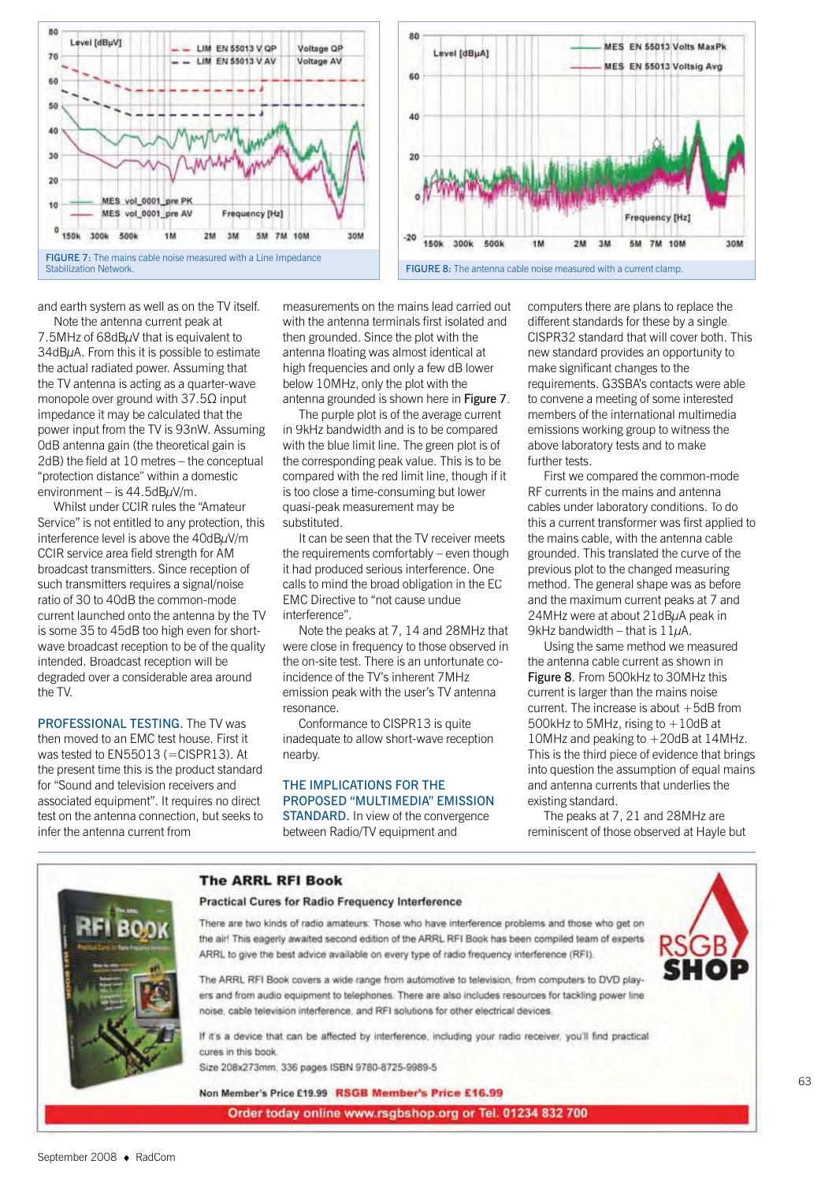FIGURE 7: The mains cable noise measured with a Line Impedance Stabilization Network.

FIGURE 8: The antenna cable noise measured with a current clamp.

and earth system as well as on the TV itself.

Note the antenna current peak at 7.5MHz of 68dBμV that is equivalent to 34dBμA. From this it is possible to estimate the actual radiated power. Assuming that the TV antenna is acting as a quarter-wave monopole over ground with 37.5Ω input impedance it may be calculated that the power input from the TV is 93nW. Assuming 0dB antenna gain (the theoretical gain is 2dB) the field at 10 metres – the conceptual "protection distance" within a domestic environment – is 44.5dBμV/m.

Whilst under CCIR rules the "Amateur Service" is not entitled to any protection, this interference level is above the 40dBμV/m CCIR service area field strength for AM broadcast transmitters. Since reception of such transmitters requires a signal/noise ratio of 30 to 40dB the common-mode current launched onto the antenna by the TV is some 35 to 45dB too high even for short-wave broadcast reception to be of the quality intended. Broadcast reception will be degraded over a considerable area around the TV.

**PROFESSIONAL TESTING.** The TV was then moved to an EMC test house. First it was tested to EN55013 (=CISPR13). At the present time this is the product standard for "Sound and television receivers and associated equipment". It requires no direct test on the antenna connection, but seeks to infer the antenna current from measurements on the mains lead carried out with the antenna terminals first isolated and then grounded. Since the plot with the antenna floating was almost identical at high frequencies and only a few dB lower below 10MHz, only the plot with the antenna grounded is shown here in Figure 7.

The purple plot is of the average current in 9kHz bandwidth and is to be compared with the blue limit line. The green plot is of the corresponding peak value. This is to be compared with the red limit line, though if it is too close a time-consuming but lower quasi-peak measurement may be substituted.

It can be seen that the TV receiver meets the requirements comfortably – even though it had produced serious interference. One calls to mind the broad obligation in the EC EMC Directive to "not cause undue interference".

Note the peaks at 7, 14 and 28MHz that were close in frequency to those observed in the on-site test. There is an unfortunate co-incidence of the TV's inherent 7MHz emission peak with the user's TV antenna resonance.

Conformance to CISPR13 is quite inadequate to allow short-wave reception nearby.

**THE IMPLICATIONS FOR THE PROPOSED "MULTIMEDIA" EMISSION STANDARD.** In view of the convergence between Radio/TV equipment and computers there are plans to replace the different standards for these by a single CISPR32 standard that will cover both. This new standard provides an opportunity to make significant changes to the requirements. G3SBA's contacts were able to convene a meeting of some interested members of the international multimedia emissions working group to witness the above laboratory tests and to make further tests.

First we compared the common-mode RF currents in the mains and antenna cables under laboratory conditions. To do this a current transformer was first applied to the mains cable, with the antenna cable grounded. This translated the curve of the previous plot to the changed measuring method. The general shape was as before and the maximum current peaks at 7 and 24MHz were at about 21dBμA peak in 9kHz bandwidth – that is 11μA.

Using the same method we measured the antenna cable current as shown in Figure 8. From 500kHz to 30MHz this current is larger than the mains noise current. The increase is about +5dB from 500kHz to 5MHz, rising to +10dB at 10MHz and peaking to +20dB at 14MHz. This is the third piece of evidence that brings into question the assumption of equal mains and antenna currents that underlies the existing standard.

The peaks at 7, 21 and 28MHz are reminiscent of those observed at Hayle but

**The ARRL RFI Book**

**Practical Cures for Radio Frequency Interference**

There are two kinds of radio amateurs: Those who have interference problems and those who get on the air! This eagerly awaited second edition of the ARRL RFI Book has been compiled team of experts ARRL to give the best advice available on every type of radio frequency interference (RFI).

The ARRL RFI Book covers a wide range from automotive to television, from computers to DVD players and from audio equipment to telephones. There are also includes resources for tackling power line noise, cable television interference, and RFI solutions for other electrical devices.

If it's a device that can be affected by interference, including your radio receiver, you'll find practical cures in this book.

Size 208x273mm, 336 pages ISBN 9780-8725-9989-5

Non Member's Price £19.99 **RSGB Member's Price £16.99**

**Order today online www.rsgbshop.org or Tel. 01234 832 700**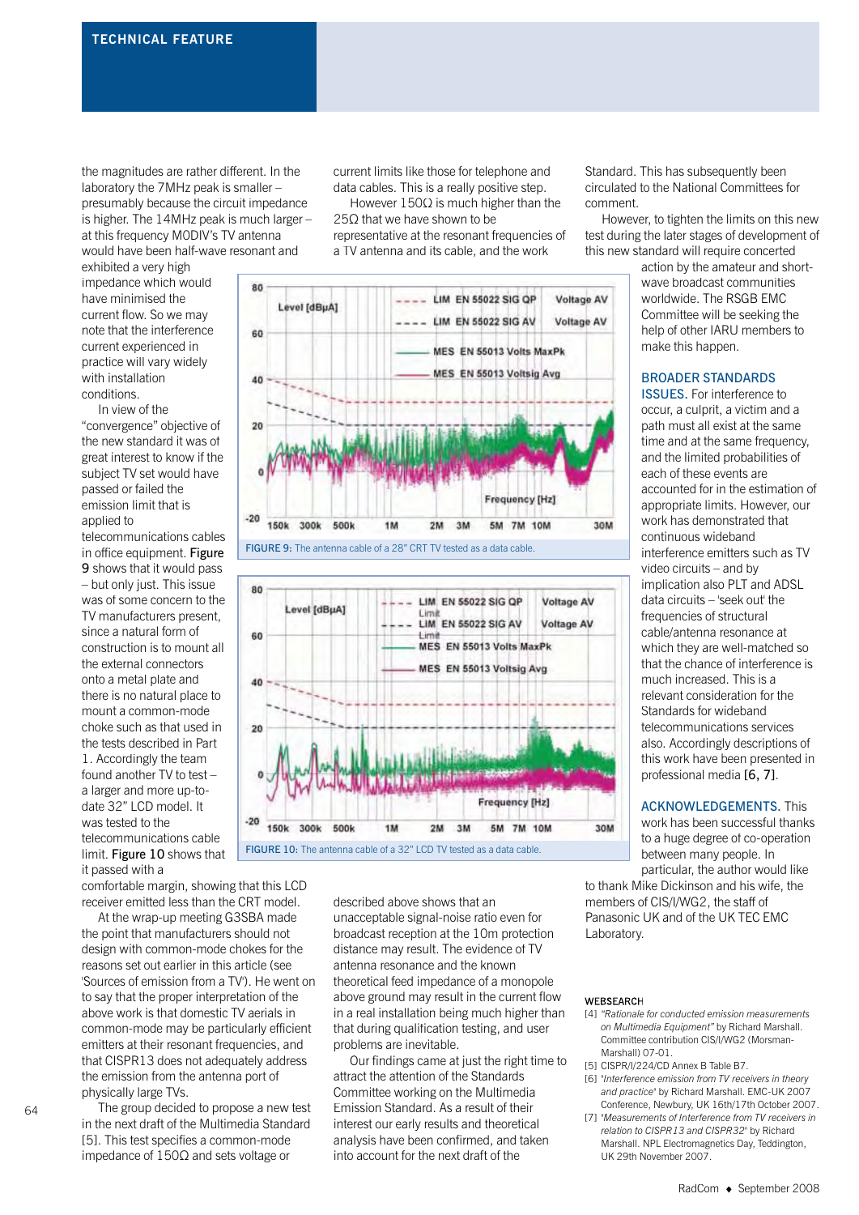the magnitudes are rather different. In the laboratory the 7MHz peak is smaller – presumably because the circuit impedance is higher. The 14MHz peak is much larger – at this frequency M0DIV's TV antenna would have been half-wave resonant and exhibited a very high impedance which would have minimised the current flow. So we may note that the interference current experienced in practice will vary widely with installation conditions.

In view of the "convergence" objective of the new standard it was of great interest to know if the subject TV set would have passed or failed the emission limit that is applied to telecommunications cables in office equipment. **Figure 9** shows that it would pass – but only just. This issue was of some concern to the TV manufacturers present, since a natural form of construction is to mount all the external connectors onto a metal plate and there is no natural place to mount a common-mode choke such as that used in the tests described in Part 1. Accordingly the team found another TV to test – a larger and more up-to-date 32" LCD model. It was tested to the telecommunications cable limit. **Figure 10** shows that it passed with a comfortable margin, showing that this LCD receiver emitted less than the CRT model.

Level [dBµA]
LIM EN 55022 SIG QP Voltage AV
LIM EN 55022 SIG AV Voltage AV
MES EN 55013 Volts MaxPk
MES EN 55013 Voltsig Avg
80
60
40
20
0
-20
Frequency [Hz]
150k 300k 500k 1M 2M 3M 5M 7M 10M 30M

FIGURE 9: The antenna cable of a 28" CRT TV tested as a data cable.

Level [dBµA]
LIM EN 55022 SIG QP Limit Voltage AV
LIM EN 55022 SIG AV Limit Voltage AV
MES EN 55013 Volts MaxPk
MES EN 55013 Voltsig Avg
80
60
40
20
0
-20
Frequency [Hz]
150k 300k 500k 1M 2M 3M 5M 7M 10M 30M

FIGURE 10: The antenna cable of a 32" LCD TV tested as a data cable.

At the wrap-up meeting G3SBA made the point that manufacturers should not design with common-mode chokes for the reasons set out earlier in this article (see 'Sources of emission from a TV'). He went on to say that the proper interpretation of the above work is that domestic TV aerials in common-mode may be particularly efficient emitters at their resonant frequencies, and that CISPR13 does not adequately address the emission from the antenna port of physically large TVs.

The group decided to propose a new test in the next draft of the Multimedia Standard [5]. This test specifies a common-mode impedance of 150Ω and sets voltage or current limits like those for telephone and data cables. This is a really positive step.

However 150Ω is much higher than the 25Ω that we have shown to be representative at the resonant frequencies of a TV antenna and its cable, and the work described above shows that an unacceptable signal-noise ratio even for broadcast reception at the 10m protection distance may result. The evidence of TV antenna resonance and the known theoretical feed impedance of a monopole above ground may result in the current flow in a real installation being much higher than that during qualification testing, and user problems are inevitable.

Our findings came at just the right time to attract the attention of the Standards Committee working on the Multimedia Emission Standard. As a result of their interest our early results and theoretical analysis have been confirmed, and taken into account for the next draft of the Standard. This has subsequently been circulated to the National Committees for comment.

However, to tighten the limits on this new test during the later stages of development of this new standard will require concerted action by the amateur and short-wave broadcast communities worldwide. The RSGB EMC Committee will be seeking the help of other IARU members to make this happen.

**BROADER STANDARDS ISSUES.** For interference to occur, a culprit, a victim and a path must all exist at the same time and at the same frequency, and the limited probabilities of each of these events are accounted for in the estimation of appropriate limits. However, our work has demonstrated that continuous wideband interference emitters such as TV video circuits – and by implication also PLT and ADSL data circuits – 'seek out' the frequencies of structural cable/antenna resonance at which they are well-matched so that the chance of interference is much increased. This is a relevant consideration for the Standards for wideband telecommunications services also. Accordingly descriptions of this work have been presented in professional media [6, 7].

**ACKNOWLEDGEMENTS.** This work has been successful thanks to a huge degree of co-operation between many people. In particular, the author would like to thank Mike Dickinson and his wife, the members of CIS/I/WG2, the staff of Panasonic UK and of the UK TEC EMC Laboratory.

## WEBSEARCH

[4] *"Rationale for conducted emission measurements on Multimedia Equipment"* by Richard Marshall. Committee contribution CIS/I/WG2 (Morsman-Marshall) 07-01.

[5] CISPR/I/224/CD Annex B Table B7.

[6] *'Interference emission from TV receivers in theory and practice'* by Richard Marshall. EMC-UK 2007 Conference, Newbury, UK 16th/17th October 2007.

[7] *'Measurements of Interference from TV receivers in relation to CISPR13 and CISPR32'* by Richard Marshall. NPL Electromagnetics Day, Teddington, UK 29th November 2007.